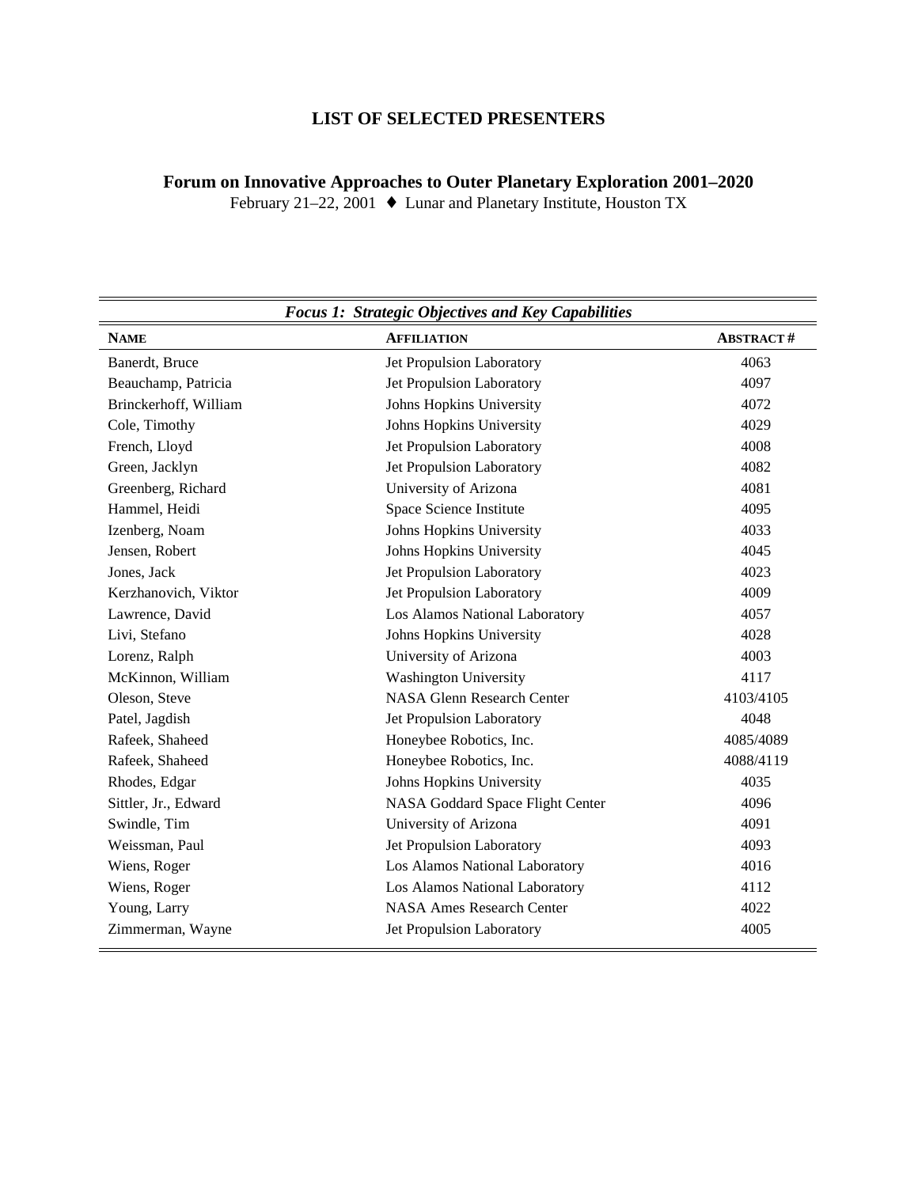# LIST OF SELECTED PRESENTERS

## Forum on Innovative Approaches to Outer Planetary Exploration 2001–2020

February 21–22, 2001 ♦ Lunar and Planetary Institute, Houston TX

| *Focus 1: Strategic Objectives and Key Capabilities* | | |
|---|---|---|
| **NAME** | **AFFILIATION** | **ABSTRACT #** |
| Banerdt, Bruce | Jet Propulsion Laboratory | 4063 |
| Beauchamp, Patricia | Jet Propulsion Laboratory | 4097 |
| Brinckerhoff, William | Johns Hopkins University | 4072 |
| Cole, Timothy | Johns Hopkins University | 4029 |
| French, Lloyd | Jet Propulsion Laboratory | 4008 |
| Green, Jacklyn | Jet Propulsion Laboratory | 4082 |
| Greenberg, Richard | University of Arizona | 4081 |
| Hammel, Heidi | Space Science Institute | 4095 |
| Izenberg, Noam | Johns Hopkins University | 4033 |
| Jensen, Robert | Johns Hopkins University | 4045 |
| Jones, Jack | Jet Propulsion Laboratory | 4023 |
| Kerzhanovich, Viktor | Jet Propulsion Laboratory | 4009 |
| Lawrence, David | Los Alamos National Laboratory | 4057 |
| Livi, Stefano | Johns Hopkins University | 4028 |
| Lorenz, Ralph | University of Arizona | 4003 |
| McKinnon, William | Washington University | 4117 |
| Oleson, Steve | NASA Glenn Research Center | 4103/4105 |
| Patel, Jagdish | Jet Propulsion Laboratory | 4048 |
| Rafeek, Shaheed | Honeybee Robotics, Inc. | 4085/4089 |
| Rafeek, Shaheed | Honeybee Robotics, Inc. | 4088/4119 |
| Rhodes, Edgar | Johns Hopkins University | 4035 |
| Sittler, Jr., Edward | NASA Goddard Space Flight Center | 4096 |
| Swindle, Tim | University of Arizona | 4091 |
| Weissman, Paul | Jet Propulsion Laboratory | 4093 |
| Wiens, Roger | Los Alamos National Laboratory | 4016 |
| Wiens, Roger | Los Alamos National Laboratory | 4112 |
| Young, Larry | NASA Ames Research Center | 4022 |
| Zimmerman, Wayne | Jet Propulsion Laboratory | 4005 |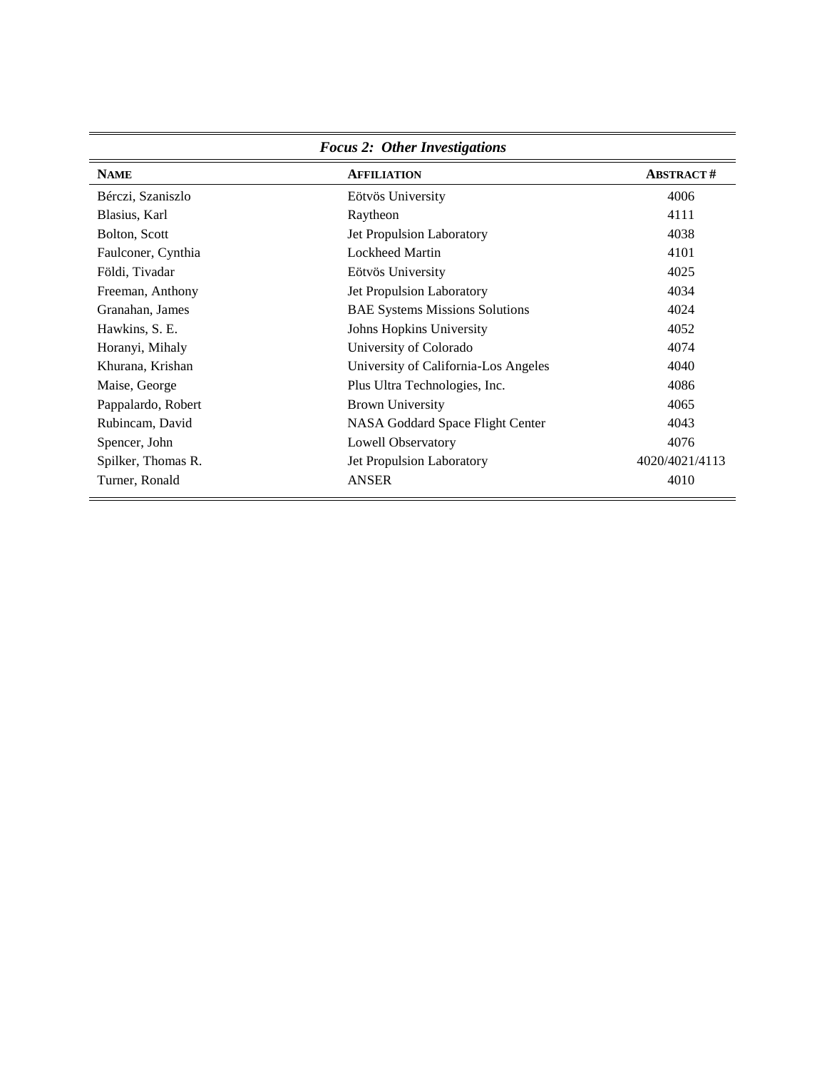## *Focus 2: Other Investigations*

| NAME | AFFILIATION | ABSTRACT # |
|---|---|---|
| Bérczi, Szaniszlo | Eötvös University | 4006 |
| Blasius, Karl | Raytheon | 4111 |
| Bolton, Scott | Jet Propulsion Laboratory | 4038 |
| Faulconer, Cynthia | Lockheed Martin | 4101 |
| Földi, Tivadar | Eötvös University | 4025 |
| Freeman, Anthony | Jet Propulsion Laboratory | 4034 |
| Granahan, James | BAE Systems Missions Solutions | 4024 |
| Hawkins, S. E. | Johns Hopkins University | 4052 |
| Horanyi, Mihaly | University of Colorado | 4074 |
| Khurana, Krishan | University of California-Los Angeles | 4040 |
| Maise, George | Plus Ultra Technologies, Inc. | 4086 |
| Pappalardo, Robert | Brown University | 4065 |
| Rubincam, David | NASA Goddard Space Flight Center | 4043 |
| Spencer, John | Lowell Observatory | 4076 |
| Spilker, Thomas R. | Jet Propulsion Laboratory | 4020/4021/4113 |
| Turner, Ronald | ANSER | 4010 |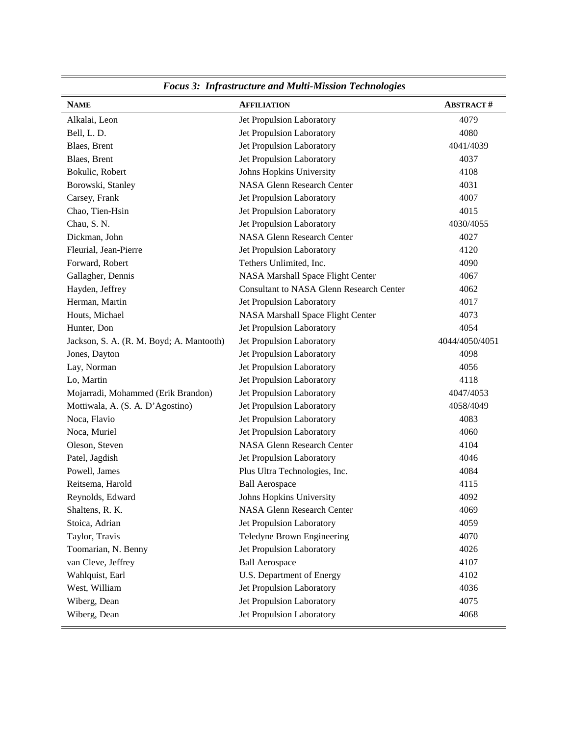*Focus 3: Infrastructure and Multi-Mission Technologies*

| NAME | AFFILIATION | ABSTRACT # |
| --- | --- | --- |
| Alkalai, Leon | Jet Propulsion Laboratory | 4079 |
| Bell, L. D. | Jet Propulsion Laboratory | 4080 |
| Blaes, Brent | Jet Propulsion Laboratory | 4041/4039 |
| Blaes, Brent | Jet Propulsion Laboratory | 4037 |
| Bokulic, Robert | Johns Hopkins University | 4108 |
| Borowski, Stanley | NASA Glenn Research Center | 4031 |
| Carsey, Frank | Jet Propulsion Laboratory | 4007 |
| Chao, Tien-Hsin | Jet Propulsion Laboratory | 4015 |
| Chau, S. N. | Jet Propulsion Laboratory | 4030/4055 |
| Dickman, John | NASA Glenn Research Center | 4027 |
| Fleurial, Jean-Pierre | Jet Propulsion Laboratory | 4120 |
| Forward, Robert | Tethers Unlimited, Inc. | 4090 |
| Gallagher, Dennis | NASA Marshall Space Flight Center | 4067 |
| Hayden, Jeffrey | Consultant to NASA Glenn Research Center | 4062 |
| Herman, Martin | Jet Propulsion Laboratory | 4017 |
| Houts, Michael | NASA Marshall Space Flight Center | 4073 |
| Hunter, Don | Jet Propulsion Laboratory | 4054 |
| Jackson, S. A. (R. M. Boyd; A. Mantooth) | Jet Propulsion Laboratory | 4044/4050/4051 |
| Jones, Dayton | Jet Propulsion Laboratory | 4098 |
| Lay, Norman | Jet Propulsion Laboratory | 4056 |
| Lo, Martin | Jet Propulsion Laboratory | 4118 |
| Mojarradi, Mohammed (Erik Brandon) | Jet Propulsion Laboratory | 4047/4053 |
| Mottiwala, A. (S. A. D'Agostino) | Jet Propulsion Laboratory | 4058/4049 |
| Noca, Flavio | Jet Propulsion Laboratory | 4083 |
| Noca, Muriel | Jet Propulsion Laboratory | 4060 |
| Oleson, Steven | NASA Glenn Research Center | 4104 |
| Patel, Jagdish | Jet Propulsion Laboratory | 4046 |
| Powell, James | Plus Ultra Technologies, Inc. | 4084 |
| Reitsema, Harold | Ball Aerospace | 4115 |
| Reynolds, Edward | Johns Hopkins University | 4092 |
| Shaltens, R. K. | NASA Glenn Research Center | 4069 |
| Stoica, Adrian | Jet Propulsion Laboratory | 4059 |
| Taylor, Travis | Teledyne Brown Engineering | 4070 |
| Toomarian, N. Benny | Jet Propulsion Laboratory | 4026 |
| van Cleve, Jeffrey | Ball Aerospace | 4107 |
| Wahlquist, Earl | U.S. Department of Energy | 4102 |
| West, William | Jet Propulsion Laboratory | 4036 |
| Wiberg, Dean | Jet Propulsion Laboratory | 4075 |
| Wiberg, Dean | Jet Propulsion Laboratory | 4068 |